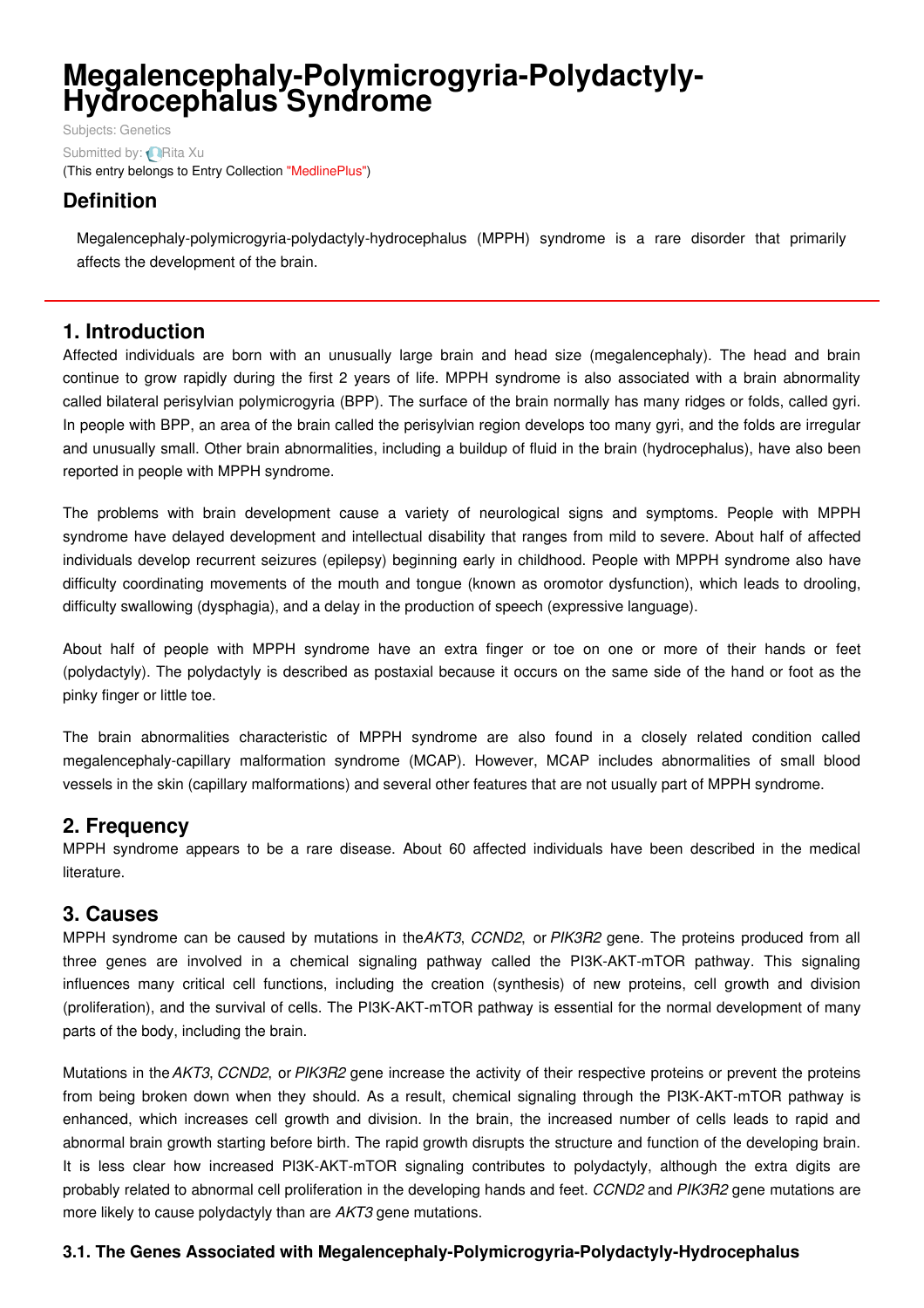# Megalencephaly-Polymicrogyria-Polydactyly-Hydrocephalus Syndrome

Subjects: Genetics

Submitted by: Rita Xu

(This entry belongs to Entry Collection "MedlinePlus")

## Definition

Megalencephaly-polymicrogyria-polydactyly-hydrocephalus (MPPH) syndrome is a rare disorder that primarily affects the development of the brain.

## 1. Introduction

Affected individuals are born with an unusually large brain and head size (megalencephaly). The head and brain continue to grow rapidly during the first 2 years of life. MPPH syndrome is also associated with a brain abnormality called bilateral perisylvian polymicrogyria (BPP). The surface of the brain normally has many ridges or folds, called gyri. In people with BPP, an area of the brain called the perisylvian region develops too many gyri, and the folds are irregular and unusually small. Other brain abnormalities, including a buildup of fluid in the brain (hydrocephalus), have also been reported in people with MPPH syndrome.

The problems with brain development cause a variety of neurological signs and symptoms. People with MPPH syndrome have delayed development and intellectual disability that ranges from mild to severe. About half of affected individuals develop recurrent seizures (epilepsy) beginning early in childhood. People with MPPH syndrome also have difficulty coordinating movements of the mouth and tongue (known as oromotor dysfunction), which leads to drooling, difficulty swallowing (dysphagia), and a delay in the production of speech (expressive language).

About half of people with MPPH syndrome have an extra finger or toe on one or more of their hands or feet (polydactyly). The polydactyly is described as postaxial because it occurs on the same side of the hand or foot as the pinky finger or little toe.

The brain abnormalities characteristic of MPPH syndrome are also found in a closely related condition called megalencephaly-capillary malformation syndrome (MCAP). However, MCAP includes abnormalities of small blood vessels in the skin (capillary malformations) and several other features that are not usually part of MPPH syndrome.

## 2. Frequency

MPPH syndrome appears to be a rare disease. About 60 affected individuals have been described in the medical literature.

## 3. Causes

MPPH syndrome can be caused by mutations in the *AKT3*, *CCND2*, or *PIK3R2* gene. The proteins produced from all three genes are involved in a chemical signaling pathway called the PI3K-AKT-mTOR pathway. This signaling influences many critical cell functions, including the creation (synthesis) of new proteins, cell growth and division (proliferation), and the survival of cells. The PI3K-AKT-mTOR pathway is essential for the normal development of many parts of the body, including the brain.

Mutations in the *AKT3*, *CCND2*, or *PIK3R2* gene increase the activity of their respective proteins or prevent the proteins from being broken down when they should. As a result, chemical signaling through the PI3K-AKT-mTOR pathway is enhanced, which increases cell growth and division. In the brain, the increased number of cells leads to rapid and abnormal brain growth starting before birth. The rapid growth disrupts the structure and function of the developing brain. It is less clear how increased PI3K-AKT-mTOR signaling contributes to polydactyly, although the extra digits are probably related to abnormal cell proliferation in the developing hands and feet. *CCND2* and *PIK3R2* gene mutations are more likely to cause polydactyly than are *AKT3* gene mutations.

### 3.1. The Genes Associated with Megalencephaly-Polymicrogyria-Polydactyly-Hydrocephalus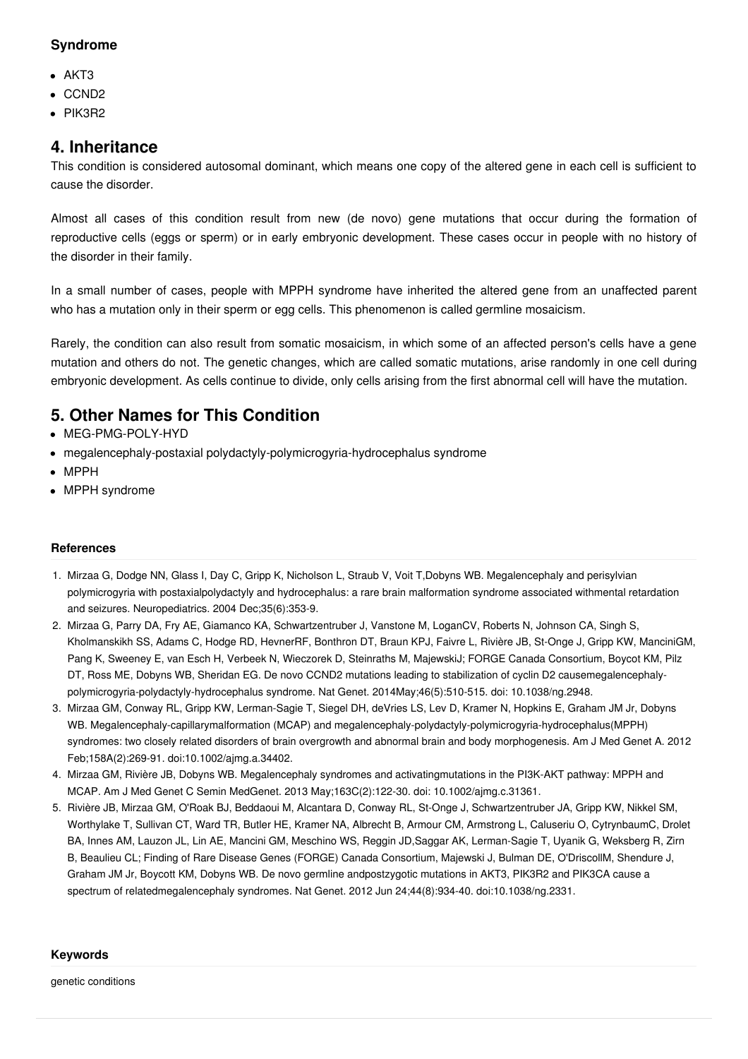#### Syndrome

- AKT3
- CCND2
- PIK3R2

## 4. Inheritance

This condition is considered autosomal dominant, which means one copy of the altered gene in each cell is sufficient to cause the disorder.

Almost all cases of this condition result from new (de novo) gene mutations that occur during the formation of reproductive cells (eggs or sperm) or in early embryonic development. These cases occur in people with no history of the disorder in their family.

In a small number of cases, people with MPPH syndrome have inherited the altered gene from an unaffected parent who has a mutation only in their sperm or egg cells. This phenomenon is called germline mosaicism.

Rarely, the condition can also result from somatic mosaicism, in which some of an affected person's cells have a gene mutation and others do not. The genetic changes, which are called somatic mutations, arise randomly in one cell during embryonic development. As cells continue to divide, only cells arising from the first abnormal cell will have the mutation.

## 5. Other Names for This Condition

- MEG-PMG-POLY-HYD
- megalencephaly-postaxial polydactyly-polymicrogyria-hydrocephalus syndrome
- MPPH
- MPPH syndrome

#### References

1. Mirzaa G, Dodge NN, Glass I, Day C, Gripp K, Nicholson L, Straub V, Voit T,Dobyns WB. Megalencephaly and perisylvian polymicrogyria with postaxialpolydactyly and hydrocephalus: a rare brain malformation syndrome associated withmental retardation and seizures. Neuropediatrics. 2004 Dec;35(6):353-9.
2. Mirzaa G, Parry DA, Fry AE, Giamanco KA, Schwartzentruber J, Vanstone M, LoganCV, Roberts N, Johnson CA, Singh S, Kholmanskikh SS, Adams C, Hodge RD, HevnerRF, Bonthron DT, Braun KPJ, Faivre L, Rivière JB, St-Onge J, Gripp KW, ManciniGM, Pang K, Sweeney E, van Esch H, Verbeek N, Wieczorek D, Steinraths M, MajewskiJ; FORGE Canada Consortium, Boycot KM, Pilz DT, Ross ME, Dobyns WB, Sheridan EG. De novo CCND2 mutations leading to stabilization of cyclin D2 causemegalencephaly-polymicrogyria-polydactyly-hydrocephalus syndrome. Nat Genet. 2014May;46(5):510-515. doi: 10.1038/ng.2948.
3. Mirzaa GM, Conway RL, Gripp KW, Lerman-Sagie T, Siegel DH, deVries LS, Lev D, Kramer N, Hopkins E, Graham JM Jr, Dobyns WB. Megalencephaly-capillarymalformation (MCAP) and megalencephaly-polydactyly-polymicrogyria-hydrocephalus(MPPH) syndromes: two closely related disorders of brain overgrowth and abnormal brain and body morphogenesis. Am J Med Genet A. 2012 Feb;158A(2):269-91. doi:10.1002/ajmg.a.34402.
4. Mirzaa GM, Rivière JB, Dobyns WB. Megalencephaly syndromes and activatingmutations in the PI3K-AKT pathway: MPPH and MCAP. Am J Med Genet C Semin MedGenet. 2013 May;163C(2):122-30. doi: 10.1002/ajmg.c.31361.
5. Rivière JB, Mirzaa GM, O'Roak BJ, Beddaoui M, Alcantara D, Conway RL, St-Onge J, Schwartzentruber JA, Gripp KW, Nikkel SM, Worthylake T, Sullivan CT, Ward TR, Butler HE, Kramer NA, Albrecht B, Armour CM, Armstrong L, Caluseriu O, CytrynbaumC, Drolet BA, Innes AM, Lauzon JL, Lin AE, Mancini GM, Meschino WS, Reggin JD,Saggar AK, Lerman-Sagie T, Uyanik G, Weksberg R, Zirn B, Beaulieu CL; Finding of Rare Disease Genes (FORGE) Canada Consortium, Majewski J, Bulman DE, O'DriscollM, Shendure J, Graham JM Jr, Boycott KM, Dobyns WB. De novo germline andpostzygotic mutations in AKT3, PIK3R2 and PIK3CA cause a spectrum of relatedmegalencephaly syndromes. Nat Genet. 2012 Jun 24;44(8):934-40. doi:10.1038/ng.2331.

#### Keywords

genetic conditions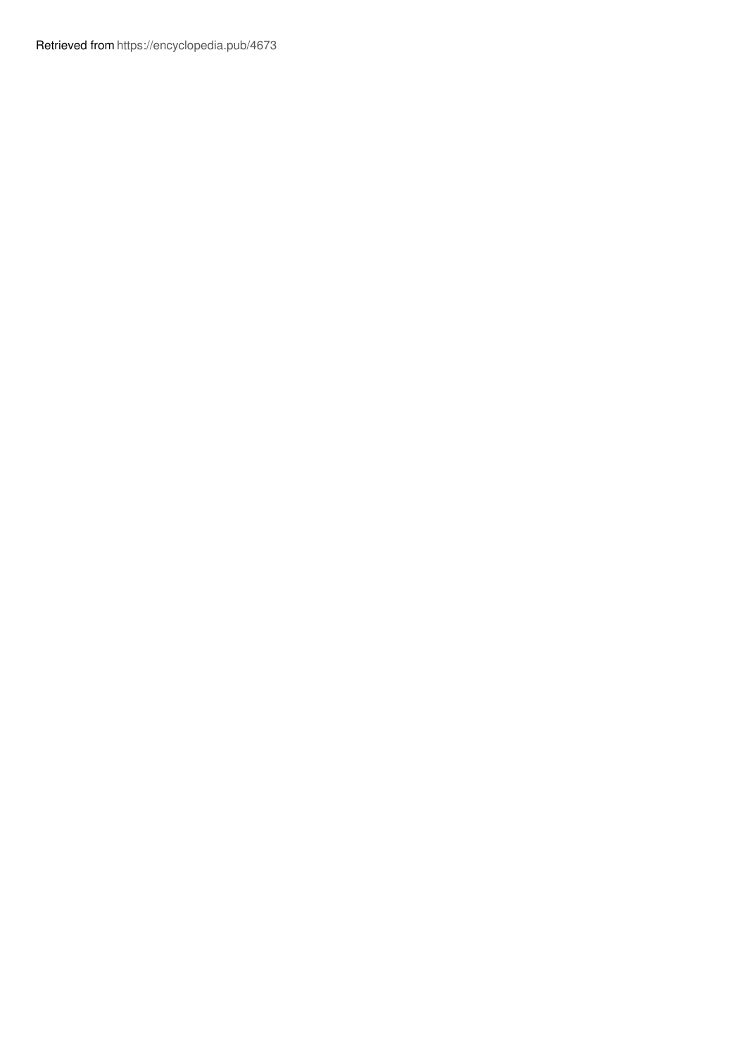Retrieved from https://encyclopedia.pub/4673